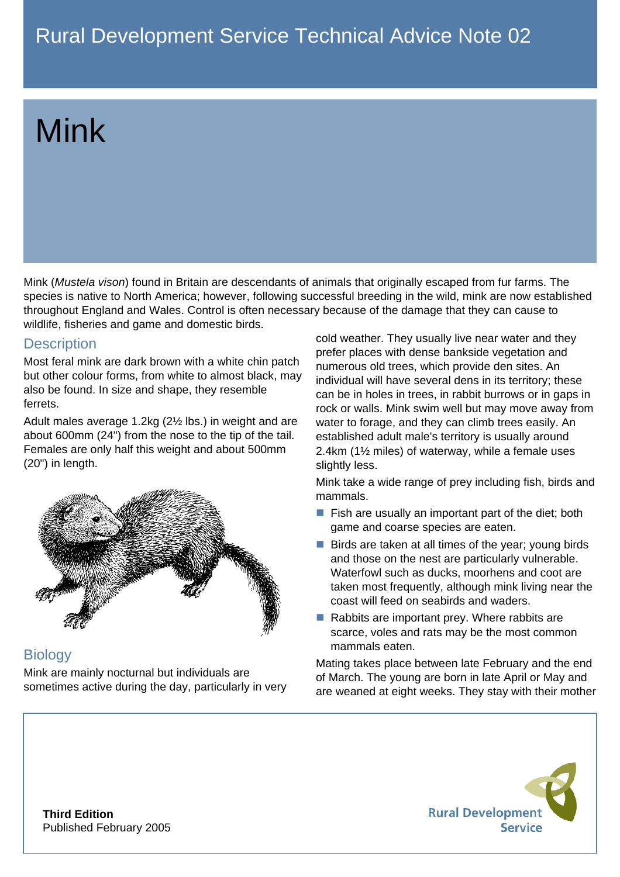Rural Development Service Technical Advice Note 02

# Mink

Mink (*Mustela vison*) found in Britain are descendants of animals that originally escaped from fur farms. The species is native to North America; however, following successful breeding in the wild, mink are now established throughout England and Wales. Control is often necessary because of the damage that they can cause to wildlife, fisheries and game and domestic birds.

## Description

Most feral mink are dark brown with a white chin patch but other colour forms, from white to almost black, may also be found. In size and shape, they resemble ferrets.

Adult males average 1.2kg (2½ lbs.) in weight and are about 600mm (24") from the nose to the tip of the tail. Females are only half this weight and about 500mm (20") in length.

## Biology

Mink are mainly nocturnal but individuals are sometimes active during the day, particularly in very cold weather. They usually live near water and they prefer places with dense bankside vegetation and numerous old trees, which provide den sites. An individual will have several dens in its territory; these can be in holes in trees, in rabbit burrows or in gaps in rock or walls. Mink swim well but may move away from water to forage, and they can climb trees easily. An established adult male's territory is usually around 2.4km (1½ miles) of waterway, while a female uses slightly less.

Mink take a wide range of prey including fish, birds and mammals.

- Fish are usually an important part of the diet; both game and coarse species are eaten.
- Birds are taken at all times of the year; young birds and those on the nest are particularly vulnerable. Waterfowl such as ducks, moorhens and coot are taken most frequently, although mink living near the coast will feed on seabirds and waders.
- Rabbits are important prey. Where rabbits are scarce, voles and rats may be the most common mammals eaten.

Mating takes place between late February and the end of March. The young are born in late April or May and are weaned at eight weeks. They stay with their mother

**Third Edition**
Published February 2005

Rural Development Service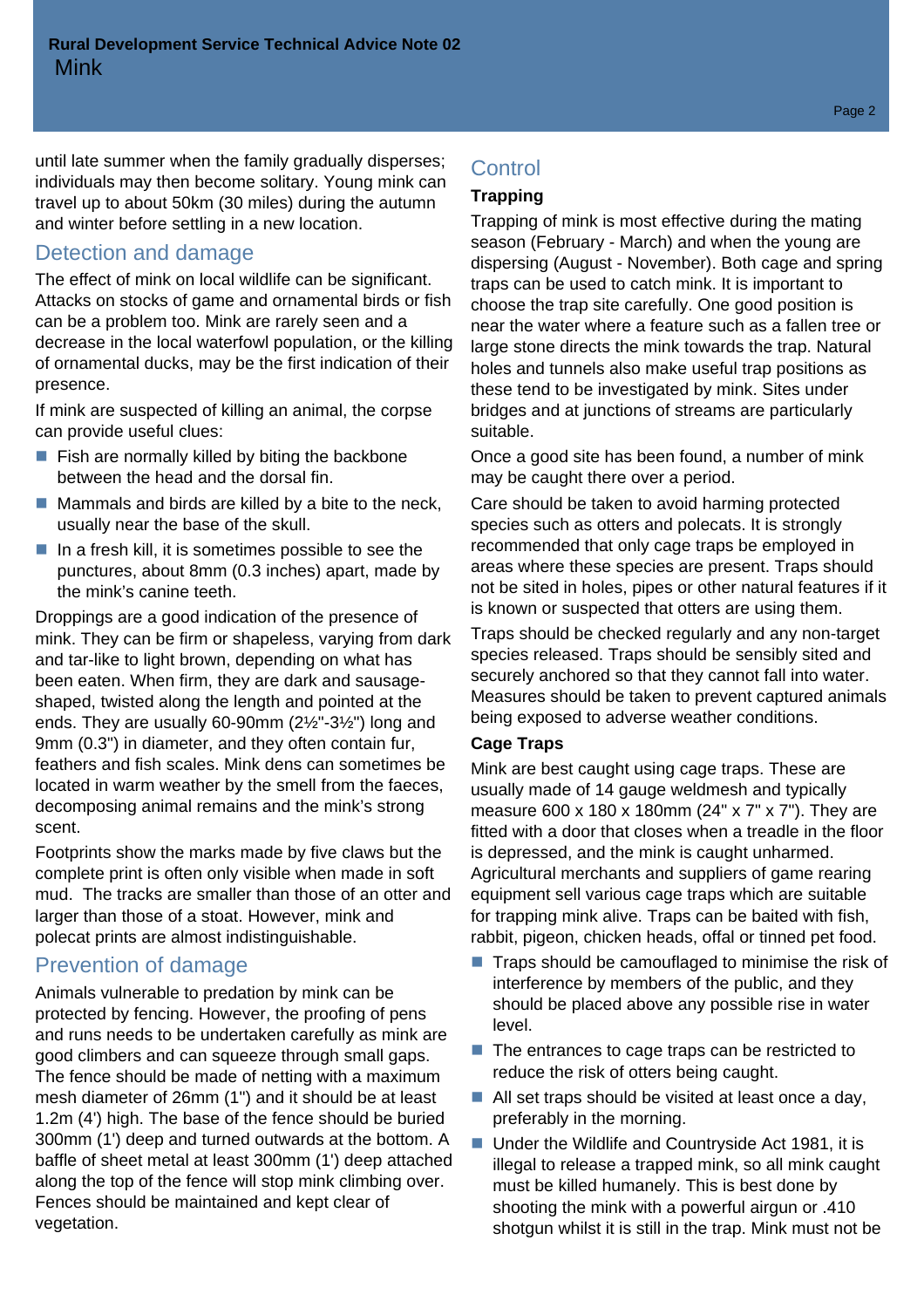until late summer when the family gradually disperses; individuals may then become solitary. Young mink can travel up to about 50km (30 miles) during the autumn and winter before settling in a new location.

## Detection and damage

The effect of mink on local wildlife can be significant. Attacks on stocks of game and ornamental birds or fish can be a problem too. Mink are rarely seen and a decrease in the local waterfowl population, or the killing of ornamental ducks, may be the first indication of their presence.

If mink are suspected of killing an animal, the corpse can provide useful clues:

- Fish are normally killed by biting the backbone between the head and the dorsal fin.
- Mammals and birds are killed by a bite to the neck, usually near the base of the skull.
- In a fresh kill, it is sometimes possible to see the punctures, about 8mm (0.3 inches) apart, made by the mink's canine teeth.

Droppings are a good indication of the presence of mink. They can be firm or shapeless, varying from dark and tar-like to light brown, depending on what has been eaten. When firm, they are dark and sausage-shaped, twisted along the length and pointed at the ends. They are usually 60-90mm (2½"-3½") long and 9mm (0.3") in diameter, and they often contain fur, feathers and fish scales. Mink dens can sometimes be located in warm weather by the smell from the faeces, decomposing animal remains and the mink's strong scent.

Footprints show the marks made by five claws but the complete print is often only visible when made in soft mud. The tracks are smaller than those of an otter and larger than those of a stoat. However, mink and polecat prints are almost indistinguishable.

## Prevention of damage

Animals vulnerable to predation by mink can be protected by fencing. However, the proofing of pens and runs needs to be undertaken carefully as mink are good climbers and can squeeze through small gaps. The fence should be made of netting with a maximum mesh diameter of 26mm (1") and it should be at least 1.2m (4') high. The base of the fence should be buried 300mm (1') deep and turned outwards at the bottom. A baffle of sheet metal at least 300mm (1') deep attached along the top of the fence will stop mink climbing over. Fences should be maintained and kept clear of vegetation.

## Control

### Trapping

Trapping of mink is most effective during the mating season (February - March) and when the young are dispersing (August - November). Both cage and spring traps can be used to catch mink. It is important to choose the trap site carefully. One good position is near the water where a feature such as a fallen tree or large stone directs the mink towards the trap. Natural holes and tunnels also make useful trap positions as these tend to be investigated by mink. Sites under bridges and at junctions of streams are particularly suitable.

Once a good site has been found, a number of mink may be caught there over a period.

Care should be taken to avoid harming protected species such as otters and polecats. It is strongly recommended that only cage traps be employed in areas where these species are present. Traps should not be sited in holes, pipes or other natural features if it is known or suspected that otters are using them.

Traps should be checked regularly and any non-target species released. Traps should be sensibly sited and securely anchored so that they cannot fall into water. Measures should be taken to prevent captured animals being exposed to adverse weather conditions.

### Cage Traps

Mink are best caught using cage traps. These are usually made of 14 gauge weldmesh and typically measure 600 x 180 x 180mm (24" x 7" x 7"). They are fitted with a door that closes when a treadle in the floor is depressed, and the mink is caught unharmed. Agricultural merchants and suppliers of game rearing equipment sell various cage traps which are suitable for trapping mink alive. Traps can be baited with fish, rabbit, pigeon, chicken heads, offal or tinned pet food.

- Traps should be camouflaged to minimise the risk of interference by members of the public, and they should be placed above any possible rise in water level.
- The entrances to cage traps can be restricted to reduce the risk of otters being caught.
- All set traps should be visited at least once a day, preferably in the morning.
- Under the Wildlife and Countryside Act 1981, it is illegal to release a trapped mink, so all mink caught must be killed humanely. This is best done by shooting the mink with a powerful airgun or .410 shotgun whilst it is still in the trap. Mink must not be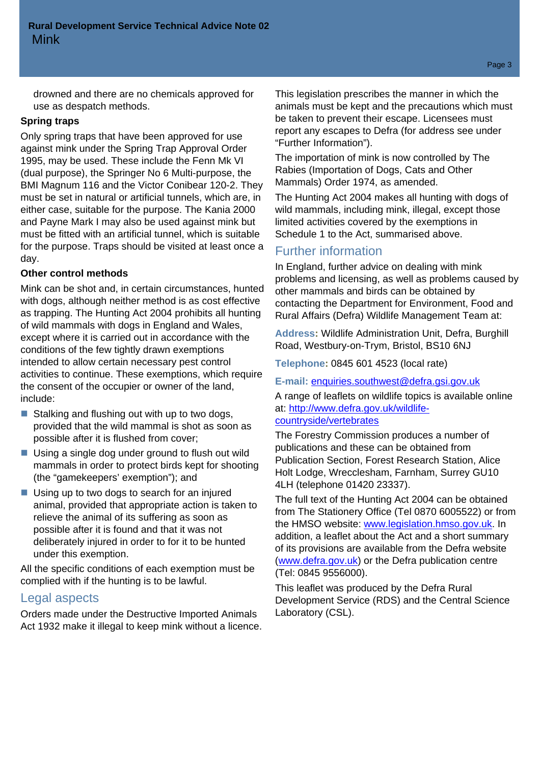drowned and there are no chemicals approved for use as despatch methods.

**Spring traps**

Only spring traps that have been approved for use against mink under the Spring Trap Approval Order 1995, may be used. These include the Fenn Mk VI (dual purpose), the Springer No 6 Multi-purpose, the BMI Magnum 116 and the Victor Conibear 120-2. They must be set in natural or artificial tunnels, which are, in either case, suitable for the purpose. The Kania 2000 and Payne Mark I may also be used against mink but must be fitted with an artificial tunnel, which is suitable for the purpose. Traps should be visited at least once a day.

**Other control methods**

Mink can be shot and, in certain circumstances, hunted with dogs, although neither method is as cost effective as trapping. The Hunting Act 2004 prohibits all hunting of wild mammals with dogs in England and Wales, except where it is carried out in accordance with the conditions of the few tightly drawn exemptions intended to allow certain necessary pest control activities to continue. These exemptions, which require the consent of the occupier or owner of the land, include:

- Stalking and flushing out with up to two dogs, provided that the wild mammal is shot as soon as possible after it is flushed from cover;
- Using a single dog under ground to flush out wild mammals in order to protect birds kept for shooting (the "gamekeepers' exemption"); and
- Using up to two dogs to search for an injured animal, provided that appropriate action is taken to relieve the animal of its suffering as soon as possible after it is found and that it was not deliberately injured in order to for it to be hunted under this exemption.

All the specific conditions of each exemption must be complied with if the hunting is to be lawful.

## Legal aspects

Orders made under the Destructive Imported Animals Act 1932 make it illegal to keep mink without a licence. This legislation prescribes the manner in which the animals must be kept and the precautions which must be taken to prevent their escape. Licensees must report any escapes to Defra (for address see under "Further Information").

The importation of mink is now controlled by The Rabies (Importation of Dogs, Cats and Other Mammals) Order 1974, as amended.

The Hunting Act 2004 makes all hunting with dogs of wild mammals, including mink, illegal, except those limited activities covered by the exemptions in Schedule 1 to the Act, summarised above.

## Further information

In England, further advice on dealing with mink problems and licensing, as well as problems caused by other mammals and birds can be obtained by contacting the Department for Environment, Food and Rural Affairs (Defra) Wildlife Management Team at:

**Address:** Wildlife Administration Unit, Defra, Burghill Road, Westbury-on-Trym, Bristol, BS10 6NJ

**Telephone:** 0845 601 4523 (local rate)

**E-mail:** enquiries.southwest@defra.gsi.gov.uk

A range of leaflets on wildlife topics is available online at: http://www.defra.gov.uk/wildlife-countryside/vertebrates

The Forestry Commission produces a number of publications and these can be obtained from Publication Section, Forest Research Station, Alice Holt Lodge, Wrecclesham, Farnham, Surrey GU10 4LH (telephone 01420 23337).

The full text of the Hunting Act 2004 can be obtained from The Stationery Office (Tel 0870 6005522) or from the HMSO website: www.legislation.hmso.gov.uk. In addition, a leaflet about the Act and a short summary of its provisions are available from the Defra website (www.defra.gov.uk) or the Defra publication centre (Tel: 0845 9556000).

This leaflet was produced by the Defra Rural Development Service (RDS) and the Central Science Laboratory (CSL).